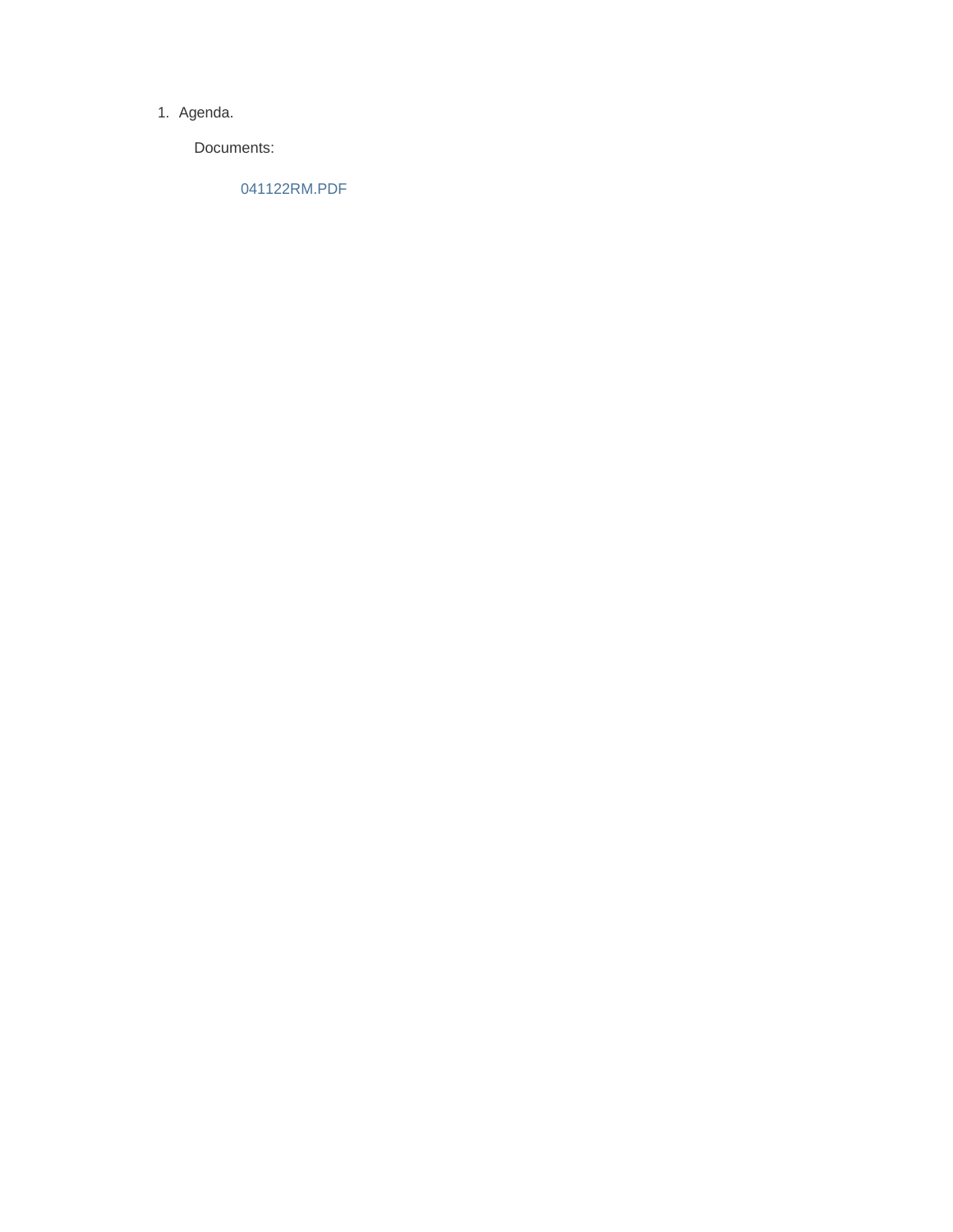1. Agenda.

   Documents:

   041122RM.PDF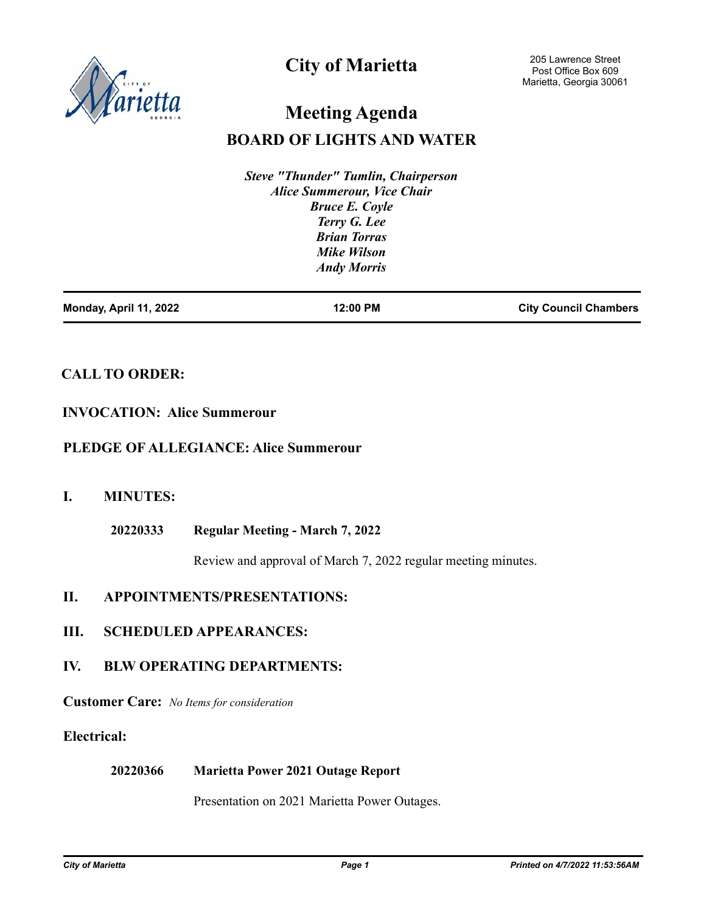# City of Marietta

205 Lawrence Street
Post Office Box 609
Marietta, Georgia 30061

# Meeting Agenda

## BOARD OF LIGHTS AND WATER

*Steve "Thunder" Tumlin, Chairperson*
*Alice Summerour, Vice Chair*
*Bruce E. Coyle*
*Terry G. Lee*
*Brian Torras*
*Mike Wilson*
*Andy Morris*

**Monday, April 11, 2022** | **12:00 PM** | **City Council Chambers**

**CALL TO ORDER:**

**INVOCATION: Alice Summerour**

**PLEDGE OF ALLEGIANCE: Alice Summerour**

## I. MINUTES:

**20220333 Regular Meeting - March 7, 2022**

Review and approval of March 7, 2022 regular meeting minutes.

## II. APPOINTMENTS/PRESENTATIONS:

## III. SCHEDULED APPEARANCES:

## IV. BLW OPERATING DEPARTMENTS:

**Customer Care:** *No Items for consideration*

**Electrical:**

**20220366 Marietta Power 2021 Outage Report**

Presentation on 2021 Marietta Power Outages.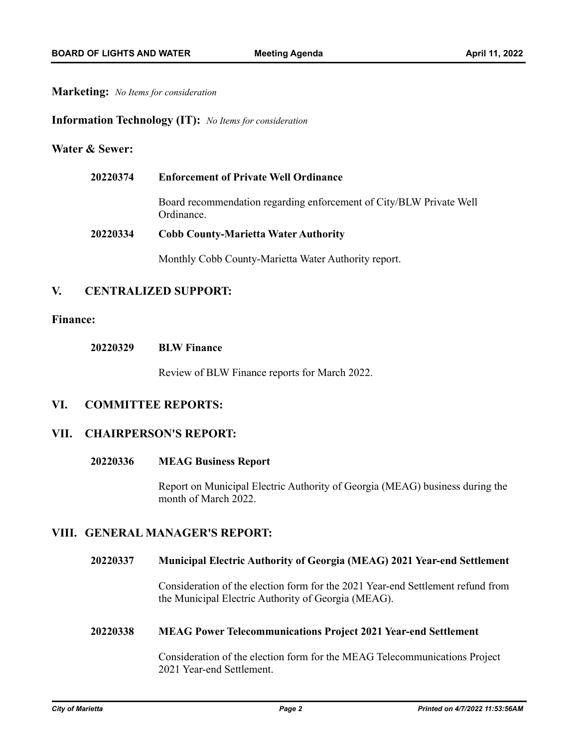**Marketing:** *No Items for consideration*

**Information Technology (IT):** *No Items for consideration*

**Water & Sewer:**

**20220374 Enforcement of Private Well Ordinance**

Board recommendation regarding enforcement of City/BLW Private Well Ordinance.

**20220334 Cobb County-Marietta Water Authority**

Monthly Cobb County-Marietta Water Authority report.

## V. CENTRALIZED SUPPORT:

**Finance:**

**20220329 BLW Finance**

Review of BLW Finance reports for March 2022.

## VI. COMMITTEE REPORTS:

## VII. CHAIRPERSON'S REPORT:

**20220336 MEAG Business Report**

Report on Municipal Electric Authority of Georgia (MEAG) business during the month of March 2022.

## VIII. GENERAL MANAGER'S REPORT:

**20220337 Municipal Electric Authority of Georgia (MEAG) 2021 Year-end Settlement**

Consideration of the election form for the 2021 Year-end Settlement refund from the Municipal Electric Authority of Georgia (MEAG).

**20220338 MEAG Power Telecommunications Project 2021 Year-end Settlement**

Consideration of the election form for the MEAG Telecommunications Project 2021 Year-end Settlement.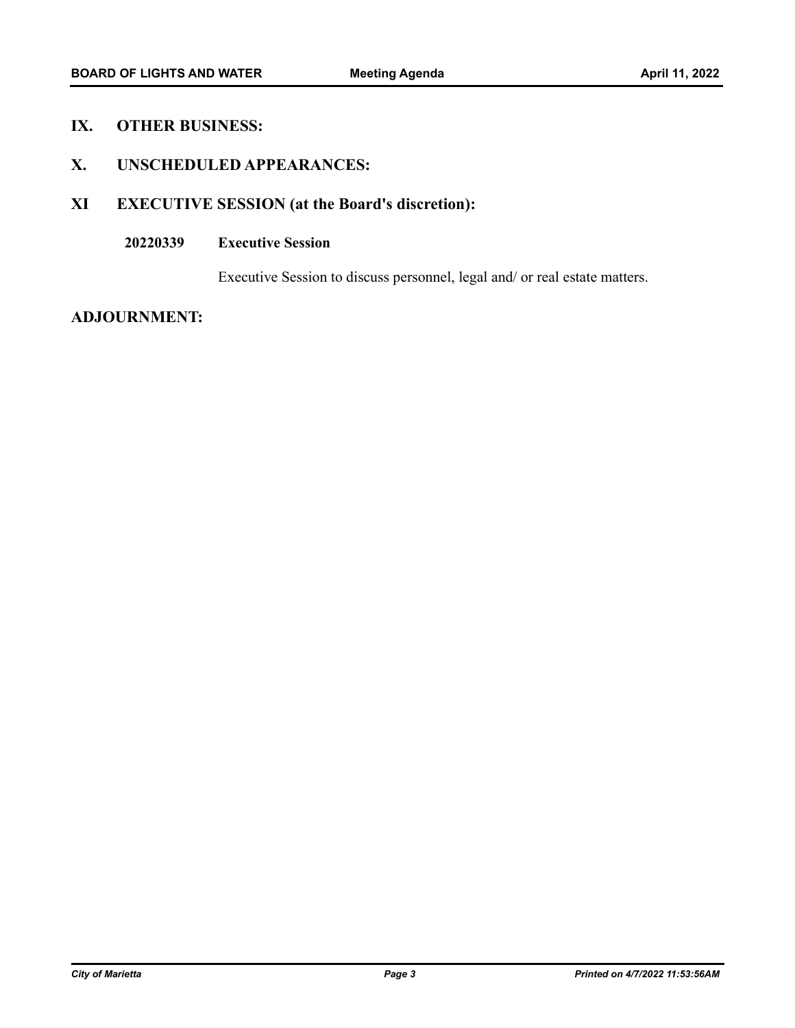## IX. OTHER BUSINESS:

## X. UNSCHEDULED APPEARANCES:

## XI EXECUTIVE SESSION (at the Board's discretion):

**20220339** **Executive Session**

Executive Session to discuss personnel, legal and/ or real estate matters.

## ADJOURNMENT: